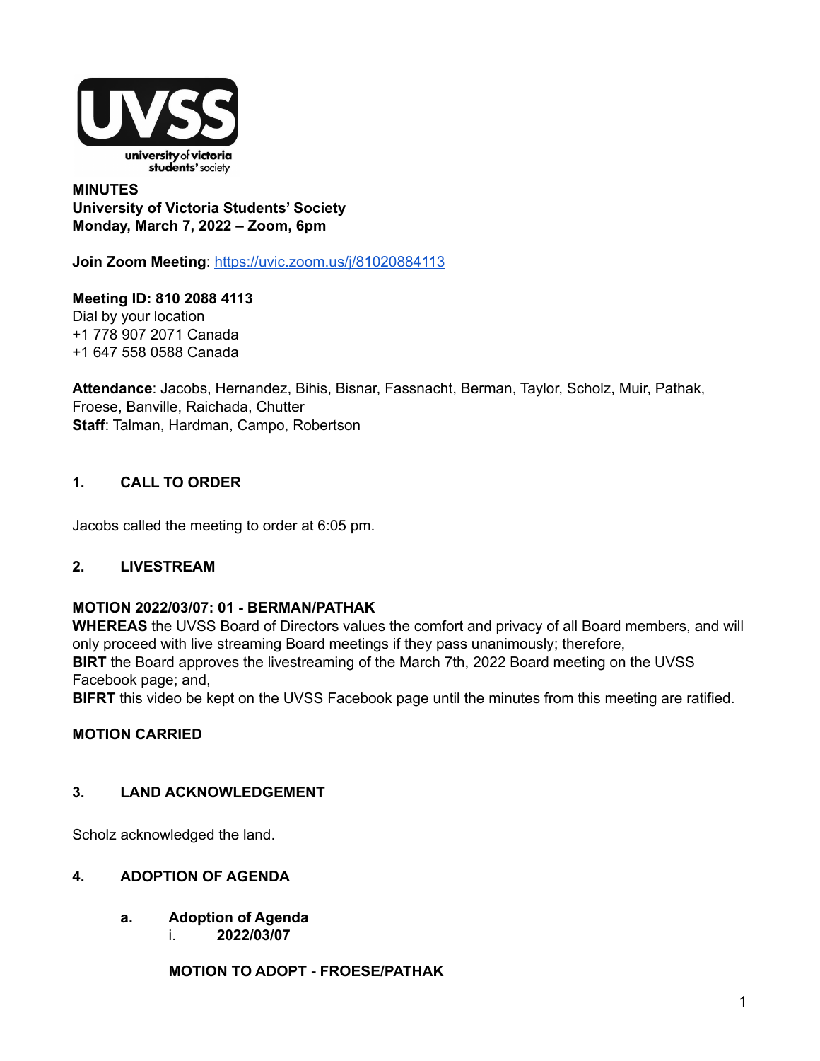**MINUTES**
**University of Victoria Students' Society**
**Monday, March 7, 2022 – Zoom, 6pm**

**Join Zoom Meeting**: https://uvic.zoom.us/j/81020884113

**Meeting ID: 810 2088 4113**
Dial by your location
+1 778 907 2071 Canada
+1 647 558 0588 Canada

**Attendance**: Jacobs, Hernandez, Bihis, Bisnar, Fassnacht, Berman, Taylor, Scholz, Muir, Pathak, Froese, Banville, Raichada, Chutter
**Staff**: Talman, Hardman, Campo, Robertson

## 1. CALL TO ORDER

Jacobs called the meeting to order at 6:05 pm.

## 2. LIVESTREAM

**MOTION 2022/03/07: 01 - BERMAN/PATHAK**
**WHEREAS** the UVSS Board of Directors values the comfort and privacy of all Board members, and will only proceed with live streaming Board meetings if they pass unanimously; therefore,
**BIRT** the Board approves the livestreaming of the March 7th, 2022 Board meeting on the UVSS Facebook page; and,
**BIFRT** this video be kept on the UVSS Facebook page until the minutes from this meeting are ratified.

**MOTION CARRIED**

## 3. LAND ACKNOWLEDGEMENT

Scholz acknowledged the land.

## 4. ADOPTION OF AGENDA

### a. Adoption of Agenda

i. **2022/03/07**

**MOTION TO ADOPT - FROESE/PATHAK**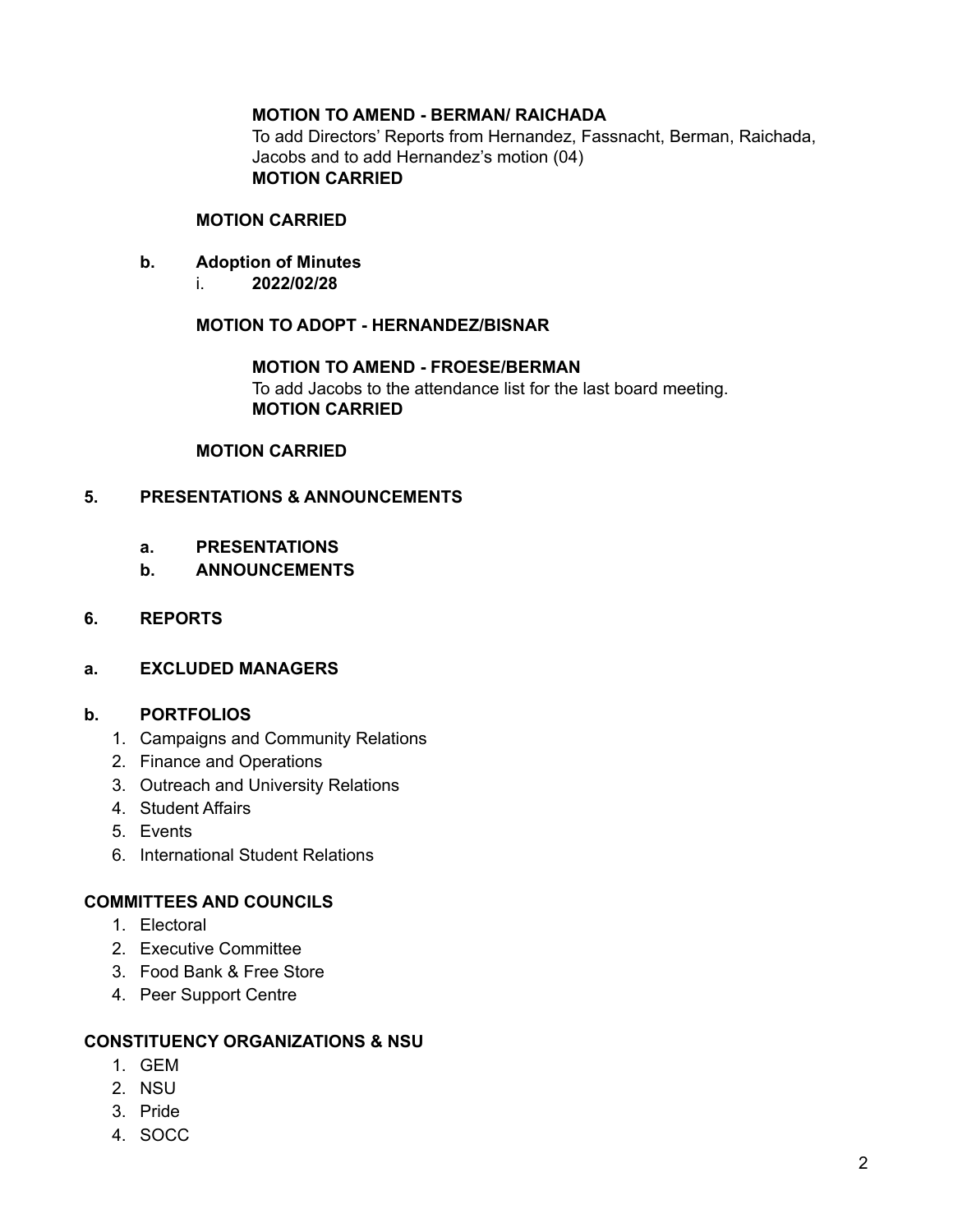**MOTION TO AMEND - BERMAN/ RAICHADA**

To add Directors' Reports from Hernandez, Fassnacht, Berman, Raichada, Jacobs and to add Hernandez's motion (04)

**MOTION CARRIED**

**MOTION CARRIED**

**b. Adoption of Minutes**

i. **2022/02/28**

**MOTION TO ADOPT - HERNANDEZ/BISNAR**

**MOTION TO AMEND - FROESE/BERMAN**

To add Jacobs to the attendance list for the last board meeting.

**MOTION CARRIED**

**MOTION CARRIED**

## 5. PRESENTATIONS & ANNOUNCEMENTS

**a. PRESENTATIONS**

**b. ANNOUNCEMENTS**

## 6. REPORTS

### a. EXCLUDED MANAGERS

### b. PORTFOLIOS

1. Campaigns and Community Relations
2. Finance and Operations
3. Outreach and University Relations
4. Student Affairs
5. Events
6. International Student Relations

### COMMITTEES AND COUNCILS

1. Electoral
2. Executive Committee
3. Food Bank & Free Store
4. Peer Support Centre

### CONSTITUENCY ORGANIZATIONS & NSU

1. GEM
2. NSU
3. Pride
4. SOCC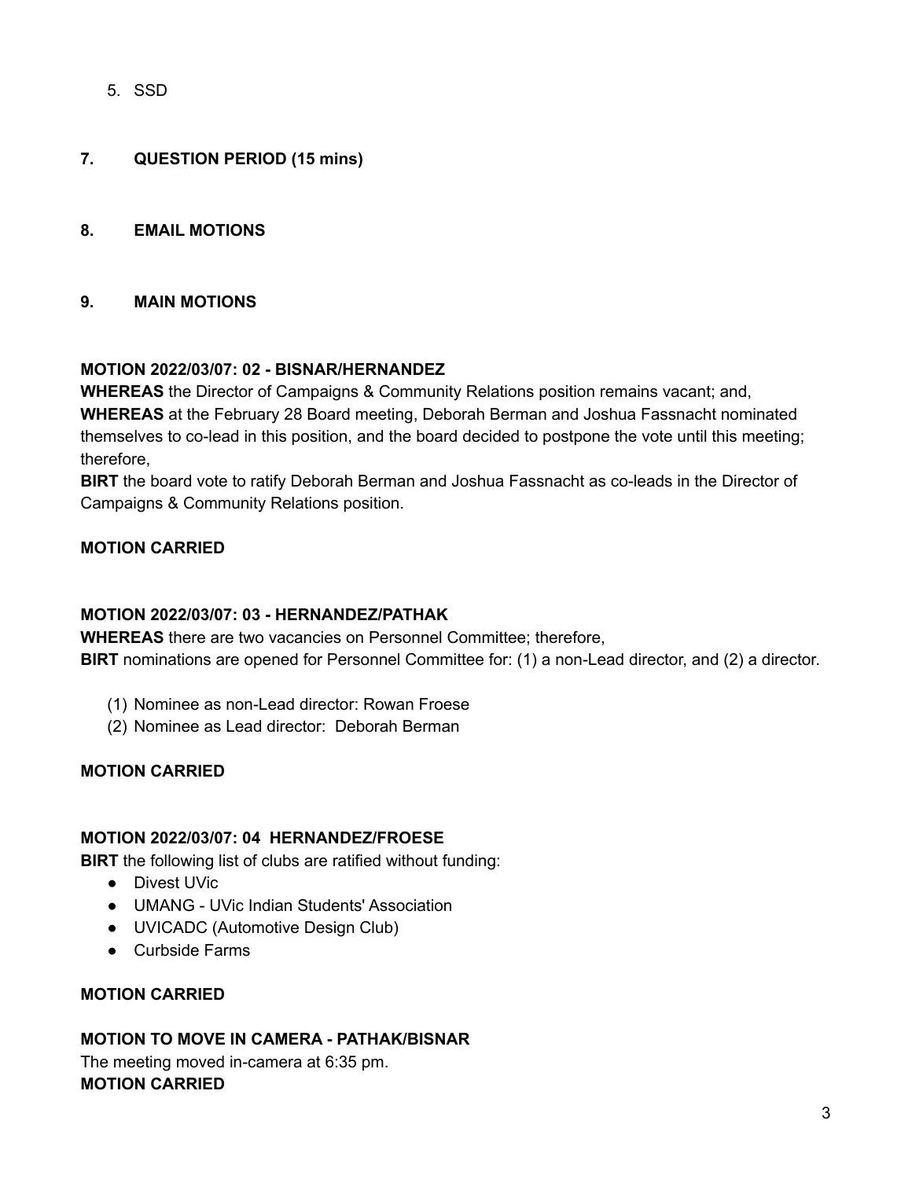5. SSD

## 7. QUESTION PERIOD (15 mins)

## 8. EMAIL MOTIONS

## 9. MAIN MOTIONS

**MOTION 2022/03/07: 02 - BISNAR/HERNANDEZ**
**WHEREAS** the Director of Campaigns & Community Relations position remains vacant; and,
**WHEREAS** at the February 28 Board meeting, Deborah Berman and Joshua Fassnacht nominated themselves to co-lead in this position, and the board decided to postpone the vote until this meeting; therefore,
**BIRT** the board vote to ratify Deborah Berman and Joshua Fassnacht as co-leads in the Director of Campaigns & Community Relations position.

**MOTION CARRIED**

**MOTION 2022/03/07: 03 - HERNANDEZ/PATHAK**
**WHEREAS** there are two vacancies on Personnel Committee; therefore,
**BIRT** nominations are opened for Personnel Committee for: (1) a non-Lead director, and (2) a director.

(1) Nominee as non-Lead director: Rowan Froese
(2) Nominee as Lead director: Deborah Berman

**MOTION CARRIED**

**MOTION 2022/03/07: 04 HERNANDEZ/FROESE**
**BIRT** the following list of clubs are ratified without funding:

- Divest UVic
- UMANG - UVic Indian Students' Association
- UVICADC (Automotive Design Club)
- Curbside Farms

**MOTION CARRIED**

**MOTION TO MOVE IN CAMERA - PATHAK/BISNAR**
The meeting moved in-camera at 6:35 pm.
**MOTION CARRIED**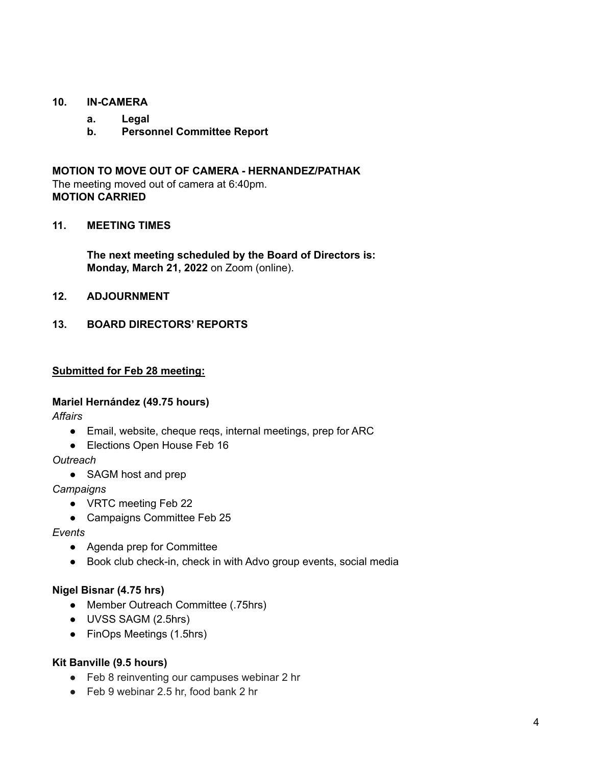## 10. IN-CAMERA

   a. **Legal**
   b. **Personnel Committee Report**

**MOTION TO MOVE OUT OF CAMERA - HERNANDEZ/PATHAK**
The meeting moved out of camera at 6:40pm.
**MOTION CARRIED**

## 11. MEETING TIMES

**The next meeting scheduled by the Board of Directors is:**
**Monday, March 21, 2022** on Zoom (online).

## 12. ADJOURNMENT

## 13. BOARD DIRECTORS' REPORTS

**Submitted for Feb 28 meeting:**

**Mariel Hernández (49.75 hours)**

*Affairs*

- Email, website, cheque reqs, internal meetings, prep for ARC
- Elections Open House Feb 16

*Outreach*

- SAGM host and prep

*Campaigns*

- VRTC meeting Feb 22
- Campaigns Committee Feb 25

*Events*

- Agenda prep for Committee
- Book club check-in, check in with Advo group events, social media

**Nigel Bisnar (4.75 hrs)**

- Member Outreach Committee (.75hrs)
- UVSS SAGM (2.5hrs)
- FinOps Meetings (1.5hrs)

**Kit Banville (9.5 hours)**

- Feb 8 reinventing our campuses webinar 2 hr
- Feb 9 webinar 2.5 hr, food bank 2 hr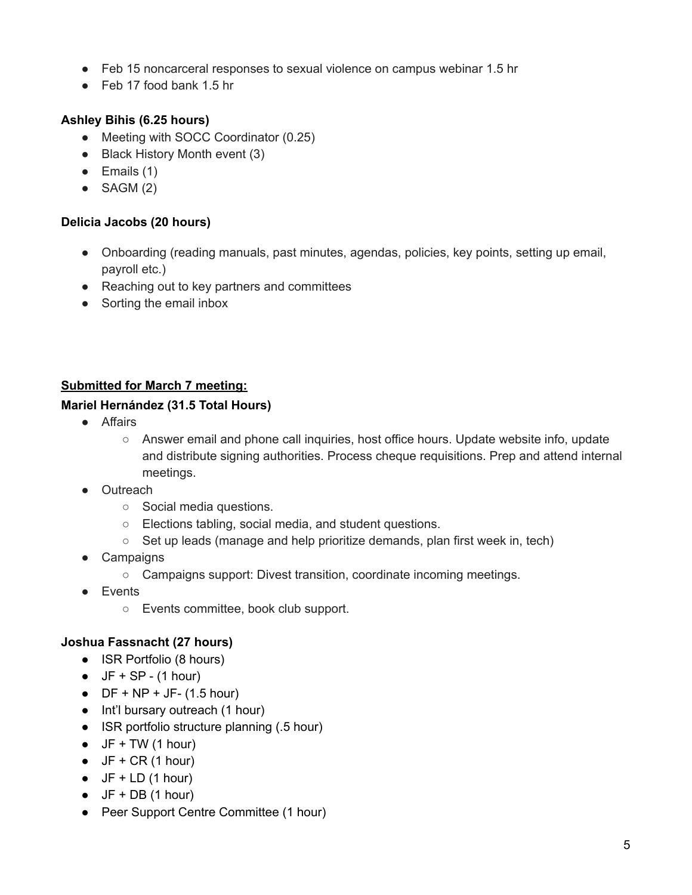- Feb 15 noncarceral responses to sexual violence on campus webinar 1.5 hr
- Feb 17 food bank 1.5 hr

**Ashley Bihis (6.25 hours)**

- Meeting with SOCC Coordinator (0.25)
- Black History Month event (3)
- Emails (1)
- SAGM (2)

**Delicia Jacobs (20 hours)**

- Onboarding (reading manuals, past minutes, agendas, policies, key points, setting up email, payroll etc.)
- Reaching out to key partners and committees
- Sorting the email inbox

**<u>Submitted for March 7 meeting:</u>**

**Mariel Hernández (31.5 Total Hours)**

- Affairs
  - Answer email and phone call inquiries, host office hours. Update website info, update and distribute signing authorities. Process cheque requisitions. Prep and attend internal meetings.
- Outreach
  - Social media questions.
  - Elections tabling, social media, and student questions.
  - Set up leads (manage and help prioritize demands, plan first week in, tech)
- Campaigns
  - Campaigns support: Divest transition, coordinate incoming meetings.
- Events
  - Events committee, book club support.

**Joshua Fassnacht (27 hours)**

- ISR Portfolio (8 hours)
- JF + SP - (1 hour)
- DF + NP + JF- (1.5 hour)
- Int'l bursary outreach (1 hour)
- ISR portfolio structure planning (.5 hour)
- JF + TW (1 hour)
- JF + CR (1 hour)
- JF + LD (1 hour)
- JF + DB (1 hour)
- Peer Support Centre Committee (1 hour)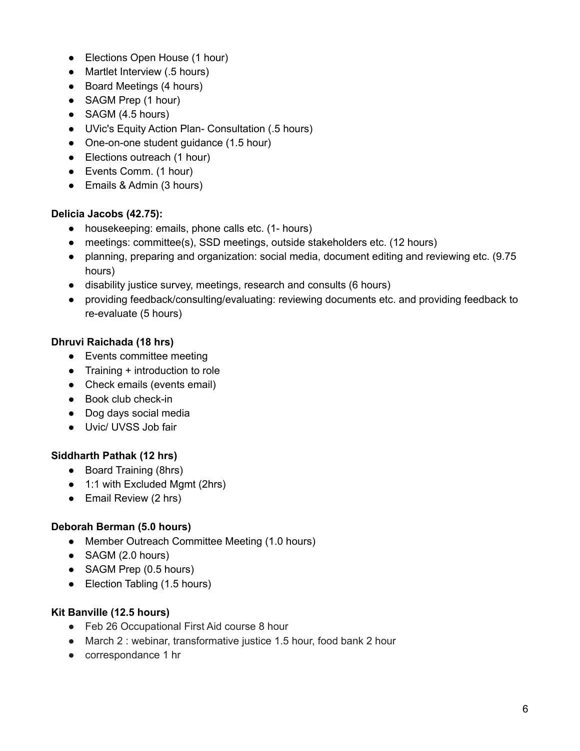- Elections Open House (1 hour)
- Martlet Interview (.5 hours)
- Board Meetings (4 hours)
- SAGM Prep (1 hour)
- SAGM (4.5 hours)
- UVic's Equity Action Plan- Consultation (.5 hours)
- One-on-one student guidance (1.5 hour)
- Elections outreach (1 hour)
- Events Comm. (1 hour)
- Emails & Admin (3 hours)

**Delicia Jacobs (42.75):**

- housekeeping: emails, phone calls etc. (1- hours)
- meetings: committee(s), SSD meetings, outside stakeholders etc. (12 hours)
- planning, preparing and organization: social media, document editing and reviewing etc. (9.75 hours)
- disability justice survey, meetings, research and consults (6 hours)
- providing feedback/consulting/evaluating: reviewing documents etc. and providing feedback to re-evaluate (5 hours)

**Dhruvi Raichada (18 hrs)**

- Events committee meeting
- Training + introduction to role
- Check emails (events email)
- Book club check-in
- Dog days social media
- Uvic/ UVSS Job fair

**Siddharth Pathak (12 hrs)**

- Board Training (8hrs)
- 1:1 with Excluded Mgmt (2hrs)
- Email Review (2 hrs)

**Deborah Berman (5.0 hours)**

- Member Outreach Committee Meeting (1.0 hours)
- SAGM (2.0 hours)
- SAGM Prep (0.5 hours)
- Election Tabling (1.5 hours)

**Kit Banville (12.5 hours)**

- Feb 26 Occupational First Aid course 8 hour
- March 2 : webinar, transformative justice 1.5 hour, food bank 2 hour
- correspondance 1 hr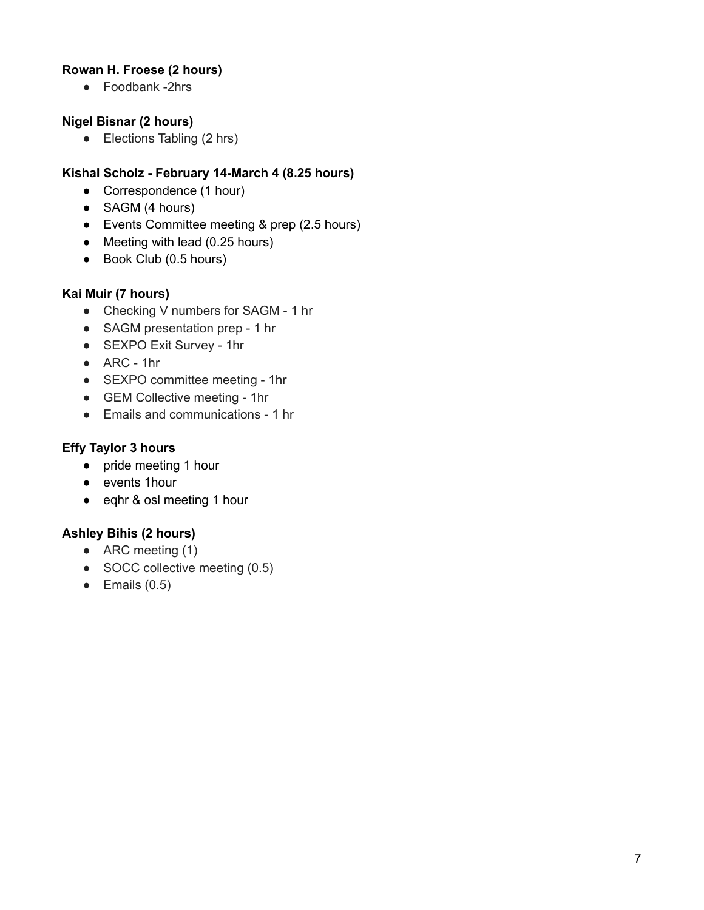**Rowan H. Froese (2 hours)**

- Foodbank -2hrs

**Nigel Bisnar (2 hours)**

- Elections Tabling (2 hrs)

**Kishal Scholz - February 14-March 4 (8.25 hours)**

- Correspondence (1 hour)
- SAGM (4 hours)
- Events Committee meeting & prep (2.5 hours)
- Meeting with lead (0.25 hours)
- Book Club (0.5 hours)

**Kai Muir (7 hours)**

- Checking V numbers for SAGM - 1 hr
- SAGM presentation prep - 1 hr
- SEXPO Exit Survey - 1hr
- ARC - 1hr
- SEXPO committee meeting - 1hr
- GEM Collective meeting - 1hr
- Emails and communications - 1 hr

**Effy Taylor 3 hours**

- pride meeting 1 hour
- events 1hour
- eqhr & osl meeting 1 hour

**Ashley Bihis (2 hours)**

- ARC meeting (1)
- SOCC collective meeting (0.5)
- Emails (0.5)